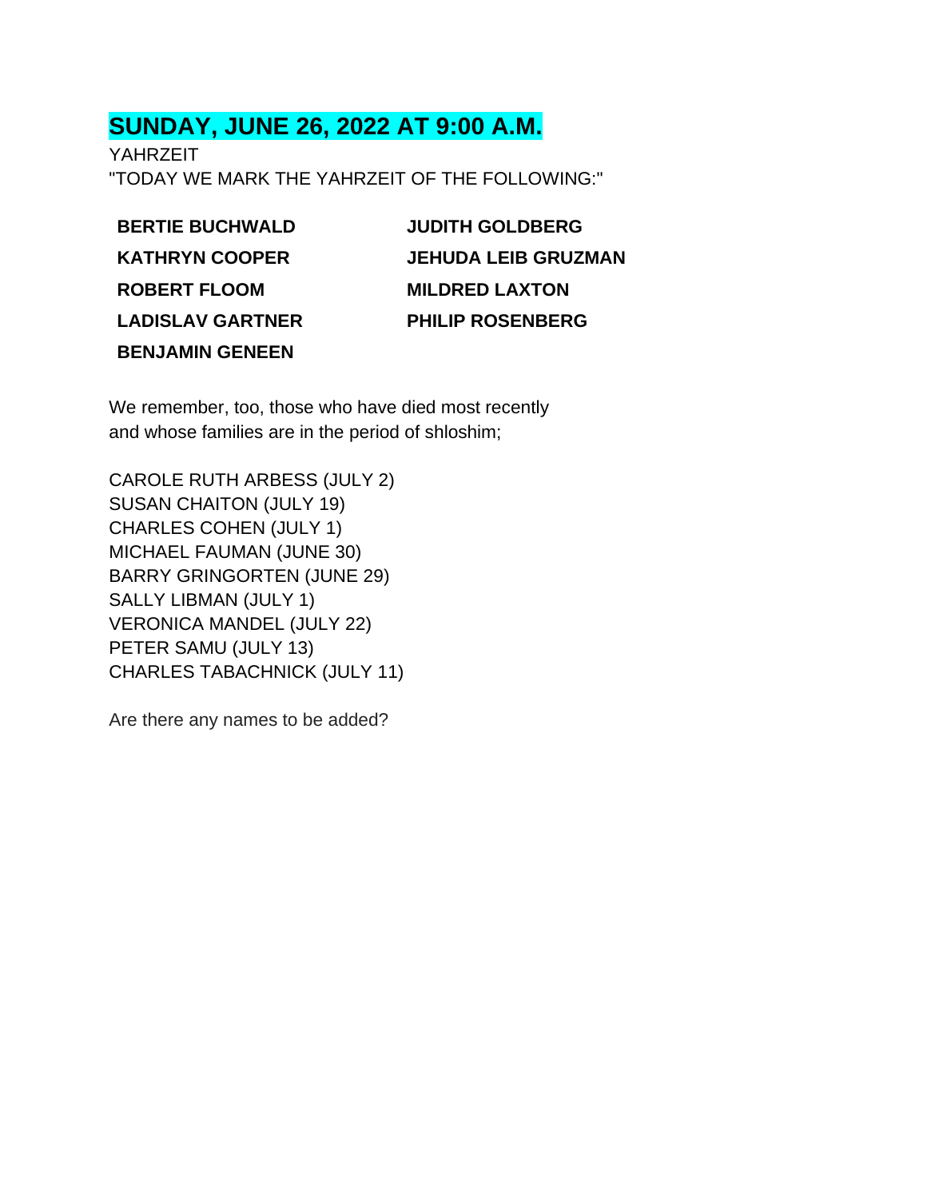## SUNDAY, JUNE 26, 2022 AT 9:00 A.M.

YAHRZEIT

"TODAY WE MARK THE YAHRZEIT OF THE FOLLOWING:"

**BERTIE BUCHWALD**
**KATHRYN COOPER**
**ROBERT FLOOM**
**LADISLAV GARTNER**
**BENJAMIN GENEEN**
**JUDITH GOLDBERG**
**JEHUDA LEIB GRUZMAN**
**MILDRED LAXTON**
**PHILIP ROSENBERG**

We remember, too, those who have died most recently and whose families are in the period of shloshim;

CAROLE RUTH ARBESS (JULY 2)
SUSAN CHAITON (JULY 19)
CHARLES COHEN (JULY 1)
MICHAEL FAUMAN (JUNE 30)
BARRY GRINGORTEN (JUNE 29)
SALLY LIBMAN (JULY 1)
VERONICA MANDEL (JULY 22)
PETER SAMU (JULY 13)
CHARLES TABACHNICK (JULY 11)

Are there any names to be added?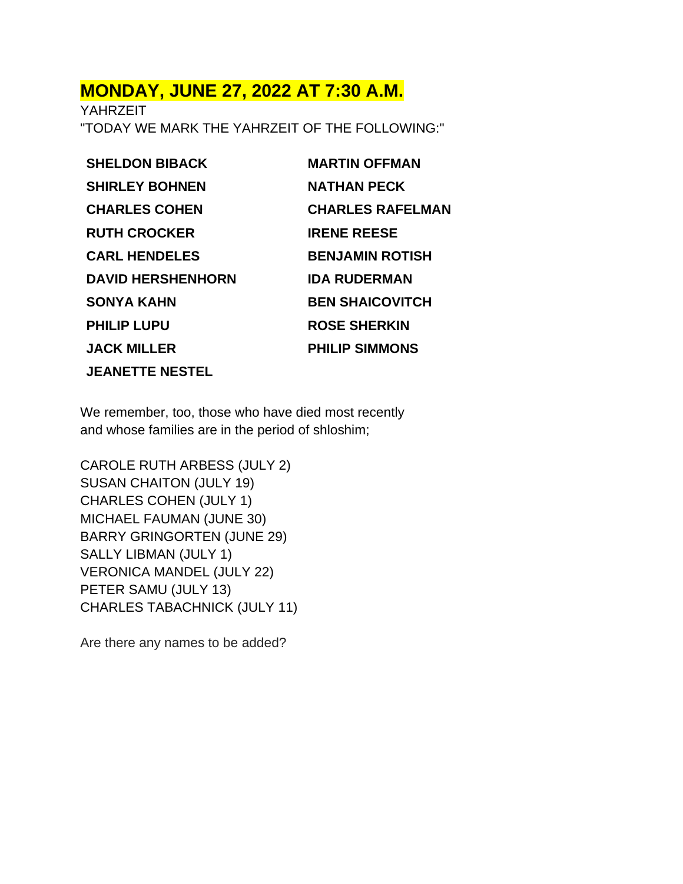## MONDAY, JUNE 27, 2022 AT 7:30 A.M.

YAHRZEIT

"TODAY WE MARK THE YAHRZEIT OF THE FOLLOWING:"

**SHELDON BIBACK**
**SHIRLEY BOHNEN**
**CHARLES COHEN**
**RUTH CROCKER**
**CARL HENDELES**
**DAVID HERSHENHORN**
**SONYA KAHN**
**PHILIP LUPU**
**JACK MILLER**
**JEANETTE NESTEL**
**MARTIN OFFMAN**
**NATHAN PECK**
**CHARLES RAFELMAN**
**IRENE REESE**
**BENJAMIN ROTISH**
**IDA RUDERMAN**
**BEN SHAICOVITCH**
**ROSE SHERKIN**
**PHILIP SIMMONS**

We remember, too, those who have died most recently and whose families are in the period of shloshim;

CAROLE RUTH ARBESS (JULY 2)
SUSAN CHAITON (JULY 19)
CHARLES COHEN (JULY 1)
MICHAEL FAUMAN (JUNE 30)
BARRY GRINGORTEN (JUNE 29)
SALLY LIBMAN (JULY 1)
VERONICA MANDEL (JULY 22)
PETER SAMU (JULY 13)
CHARLES TABACHNICK (JULY 11)

Are there any names to be added?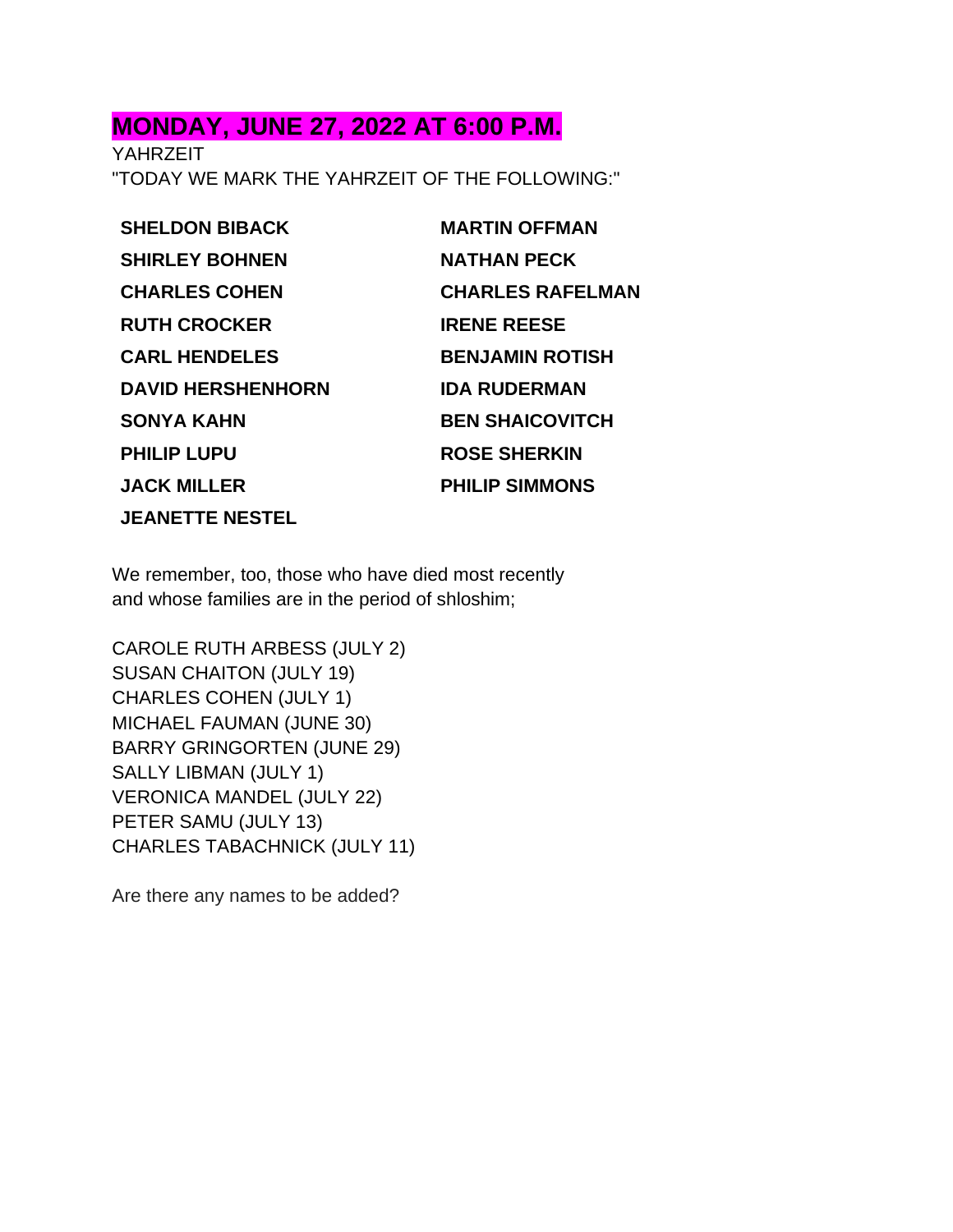## MONDAY, JUNE 27, 2022 AT 6:00 P.M.

YAHRZEIT

"TODAY WE MARK THE YAHRZEIT OF THE FOLLOWING:"

**SHELDON BIBACK**
**SHIRLEY BOHNEN**
**CHARLES COHEN**
**RUTH CROCKER**
**CARL HENDELES**
**DAVID HERSHENHORN**
**SONYA KAHN**
**PHILIP LUPU**
**JACK MILLER**
**JEANETTE NESTEL**
**MARTIN OFFMAN**
**NATHAN PECK**
**CHARLES RAFELMAN**
**IRENE REESE**
**BENJAMIN ROTISH**
**IDA RUDERMAN**
**BEN SHAICOVITCH**
**ROSE SHERKIN**
**PHILIP SIMMONS**

We remember, too, those who have died most recently and whose families are in the period of shloshim;

CAROLE RUTH ARBESS (JULY 2)
SUSAN CHAITON (JULY 19)
CHARLES COHEN (JULY 1)
MICHAEL FAUMAN (JUNE 30)
BARRY GRINGORTEN (JUNE 29)
SALLY LIBMAN (JULY 1)
VERONICA MANDEL (JULY 22)
PETER SAMU (JULY 13)
CHARLES TABACHNICK (JULY 11)

Are there any names to be added?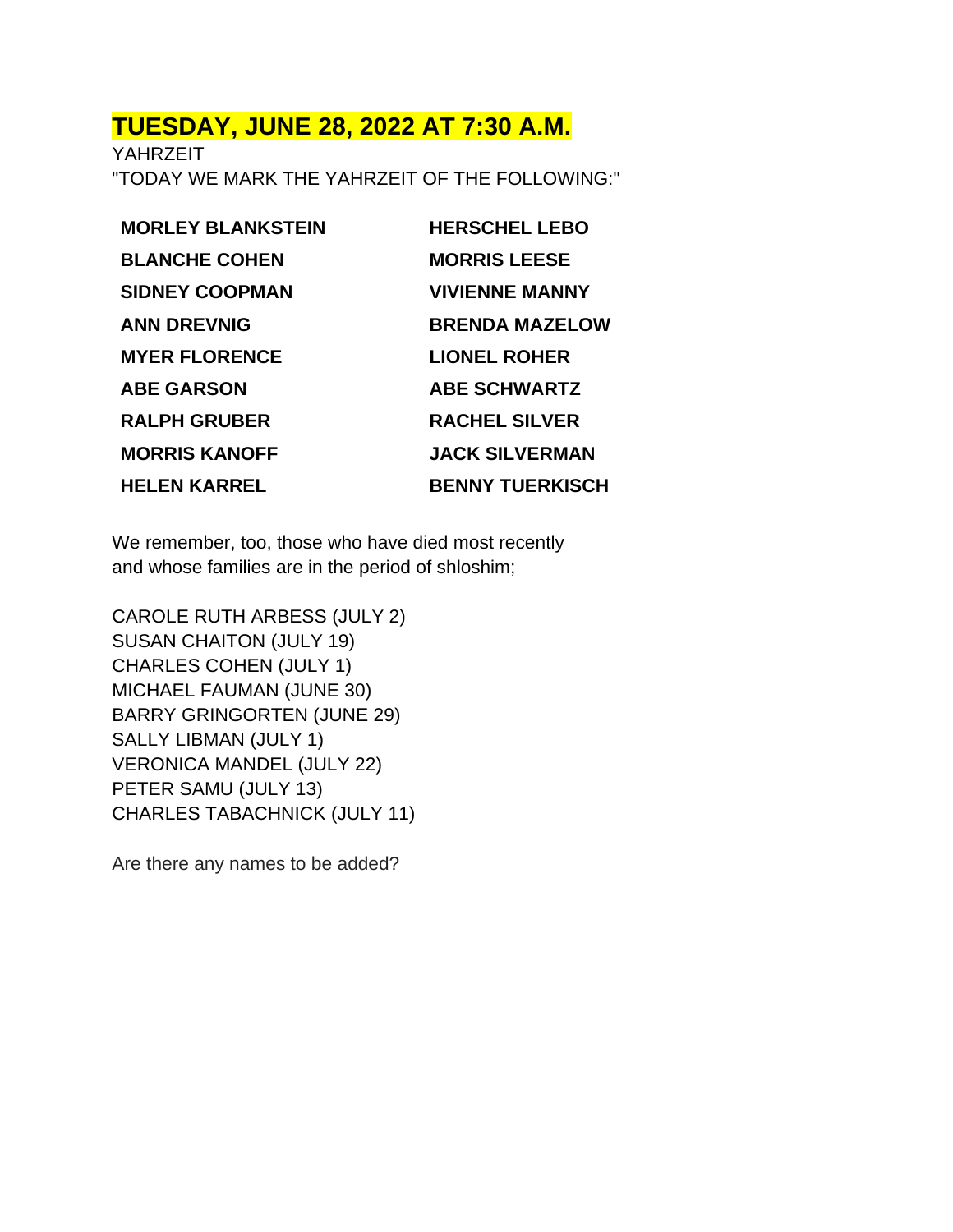## TUESDAY, JUNE 28, 2022 AT 7:30 A.M.

YAHRZEIT

"TODAY WE MARK THE YAHRZEIT OF THE FOLLOWING:"

| | |
|---|---|
| **MORLEY BLANKSTEIN** | **HERSCHEL LEBO** |
| **BLANCHE COHEN** | **MORRIS LEESE** |
| **SIDNEY COOPMAN** | **VIVIENNE MANNY** |
| **ANN DREVNIG** | **BRENDA MAZELOW** |
| **MYER FLORENCE** | **LIONEL ROHER** |
| **ABE GARSON** | **ABE SCHWARTZ** |
| **RALPH GRUBER** | **RACHEL SILVER** |
| **MORRIS KANOFF** | **JACK SILVERMAN** |
| **HELEN KARREL** | **BENNY TUERKISCH** |

We remember, too, those who have died most recently and whose families are in the period of shloshim;

CAROLE RUTH ARBESS (JULY 2)
SUSAN CHAITON (JULY 19)
CHARLES COHEN (JULY 1)
MICHAEL FAUMAN (JUNE 30)
BARRY GRINGORTEN (JUNE 29)
SALLY LIBMAN (JULY 1)
VERONICA MANDEL (JULY 22)
PETER SAMU (JULY 13)
CHARLES TABACHNICK (JULY 11)

Are there any names to be added?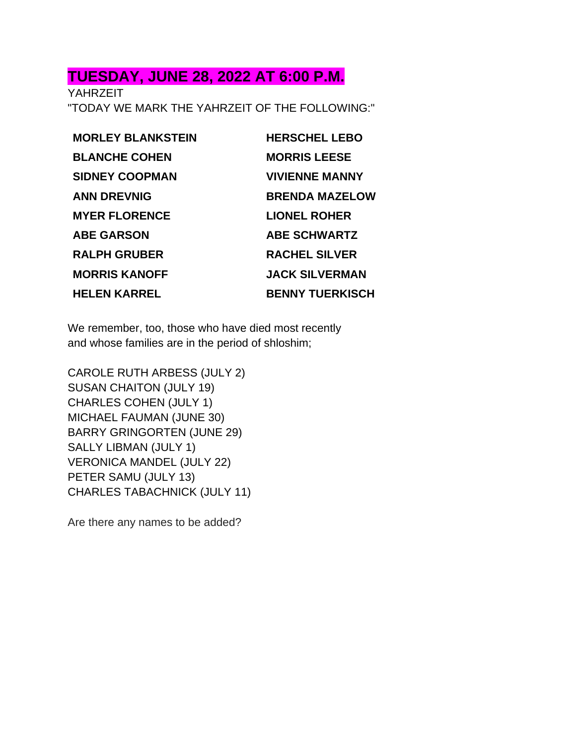## TUESDAY, JUNE 28, 2022 AT 6:00 P.M.

YAHRZEIT

"TODAY WE MARK THE YAHRZEIT OF THE FOLLOWING:"

**MORLEY BLANKSTEIN**
**BLANCHE COHEN**
**SIDNEY COOPMAN**
**ANN DREVNIG**
**MYER FLORENCE**
**ABE GARSON**
**RALPH GRUBER**
**MORRIS KANOFF**
**HELEN KARREL**
**HERSCHEL LEBO**
**MORRIS LEESE**
**VIVIENNE MANNY**
**BRENDA MAZELOW**
**LIONEL ROHER**
**ABE SCHWARTZ**
**RACHEL SILVER**
**JACK SILVERMAN**
**BENNY TUERKISCH**

We remember, too, those who have died most recently and whose families are in the period of shloshim;

CAROLE RUTH ARBESS (JULY 2)
SUSAN CHAITON (JULY 19)
CHARLES COHEN (JULY 1)
MICHAEL FAUMAN (JUNE 30)
BARRY GRINGORTEN (JUNE 29)
SALLY LIBMAN (JULY 1)
VERONICA MANDEL (JULY 22)
PETER SAMU (JULY 13)
CHARLES TABACHNICK (JULY 11)

Are there any names to be added?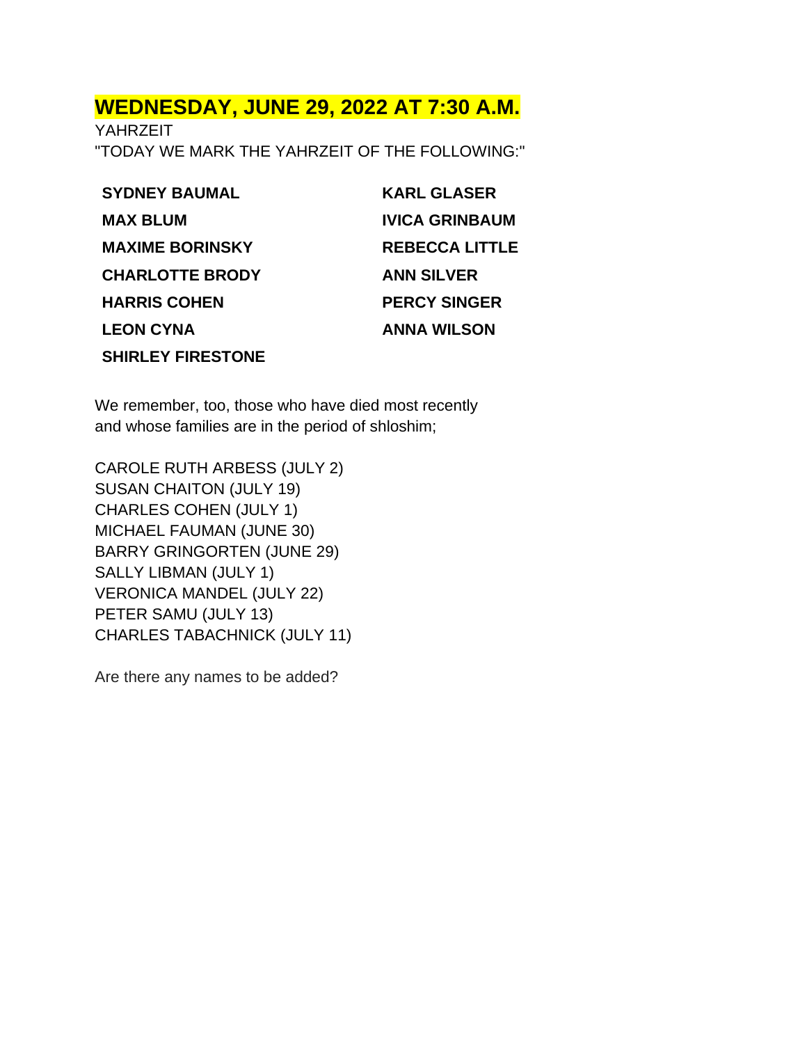## WEDNESDAY, JUNE 29, 2022 AT 7:30 A.M.

YAHRZEIT

"TODAY WE MARK THE YAHRZEIT OF THE FOLLOWING:"

**SYDNEY BAUMAL**
**MAX BLUM**
**MAXIME BORINSKY**
**CHARLOTTE BRODY**
**HARRIS COHEN**
**LEON CYNA**
**SHIRLEY FIRESTONE**
**KARL GLASER**
**IVICA GRINBAUM**
**REBECCA LITTLE**
**ANN SILVER**
**PERCY SINGER**
**ANNA WILSON**

We remember, too, those who have died most recently and whose families are in the period of shloshim;

CAROLE RUTH ARBESS (JULY 2)
SUSAN CHAITON (JULY 19)
CHARLES COHEN (JULY 1)
MICHAEL FAUMAN (JUNE 30)
BARRY GRINGORTEN (JUNE 29)
SALLY LIBMAN (JULY 1)
VERONICA MANDEL (JULY 22)
PETER SAMU (JULY 13)
CHARLES TABACHNICK (JULY 11)

Are there any names to be added?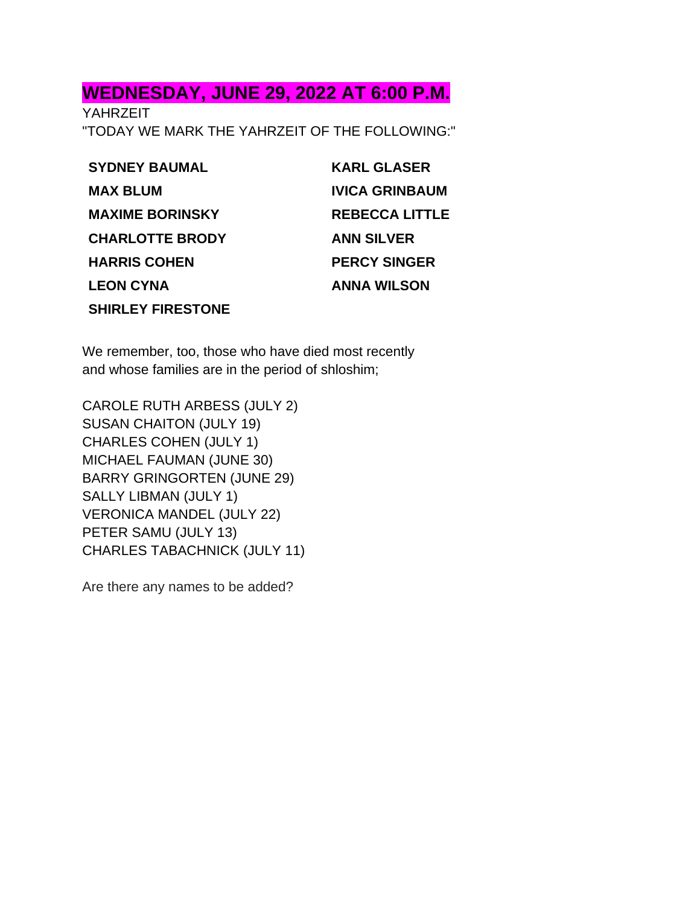## WEDNESDAY, JUNE 29, 2022 AT 6:00 P.M.

YAHRZEIT

"TODAY WE MARK THE YAHRZEIT OF THE FOLLOWING:"

**SYDNEY BAUMAL**
**MAX BLUM**
**MAXIME BORINSKY**
**CHARLOTTE BRODY**
**HARRIS COHEN**
**LEON CYNA**
**SHIRLEY FIRESTONE**
**KARL GLASER**
**IVICA GRINBAUM**
**REBECCA LITTLE**
**ANN SILVER**
**PERCY SINGER**
**ANNA WILSON**

We remember, too, those who have died most recently and whose families are in the period of shloshim;

CAROLE RUTH ARBESS (JULY 2)
SUSAN CHAITON (JULY 19)
CHARLES COHEN (JULY 1)
MICHAEL FAUMAN (JUNE 30)
BARRY GRINGORTEN (JUNE 29)
SALLY LIBMAN (JULY 1)
VERONICA MANDEL (JULY 22)
PETER SAMU (JULY 13)
CHARLES TABACHNICK (JULY 11)

Are there any names to be added?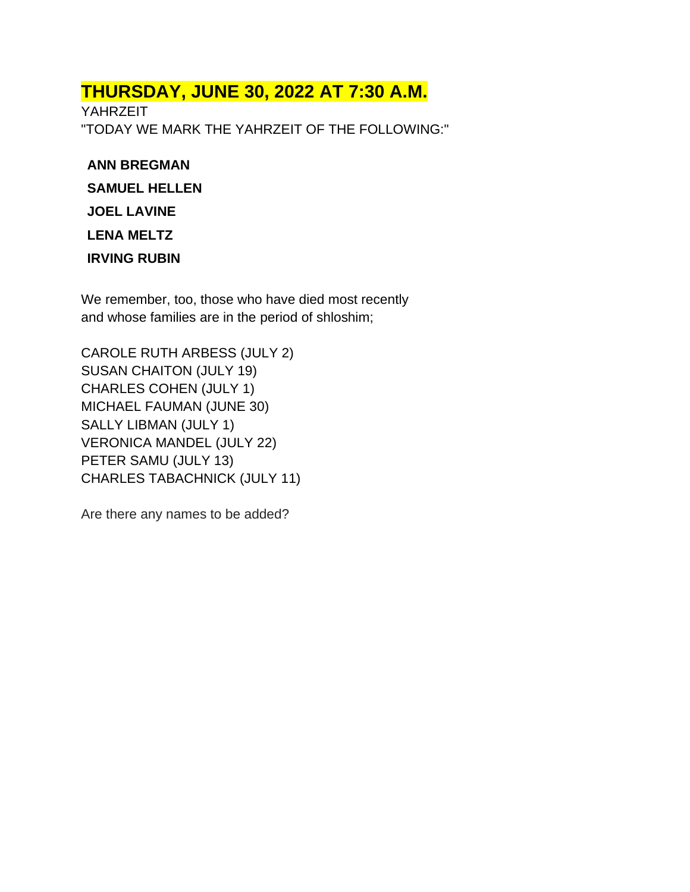## THURSDAY, JUNE 30, 2022 AT 7:30 A.M.

YAHRZEIT

"TODAY WE MARK THE YAHRZEIT OF THE FOLLOWING:"

**ANN BREGMAN**

**SAMUEL HELLEN**

**JOEL LAVINE**

**LENA MELTZ**

**IRVING RUBIN**

We remember, too, those who have died most recently and whose families are in the period of shloshim;

CAROLE RUTH ARBESS (JULY 2)
SUSAN CHAITON (JULY 19)
CHARLES COHEN (JULY 1)
MICHAEL FAUMAN (JUNE 30)
SALLY LIBMAN (JULY 1)
VERONICA MANDEL (JULY 22)
PETER SAMU (JULY 13)
CHARLES TABACHNICK (JULY 11)

Are there any names to be added?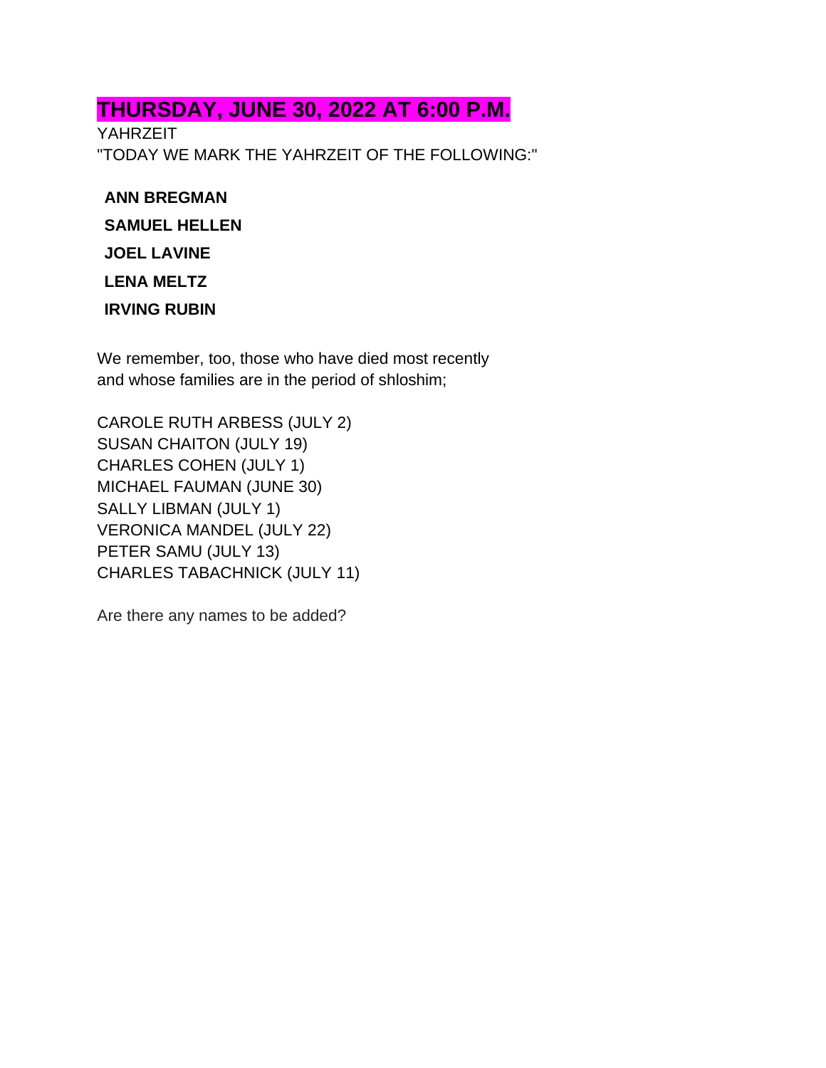## THURSDAY, JUNE 30, 2022 AT 6:00 P.M.

YAHRZEIT

"TODAY WE MARK THE YAHRZEIT OF THE FOLLOWING:"

**ANN BREGMAN**

**SAMUEL HELLEN**

**JOEL LAVINE**

**LENA MELTZ**

**IRVING RUBIN**

We remember, too, those who have died most recently
and whose families are in the period of shloshim;

CAROLE RUTH ARBESS (JULY 2)
SUSAN CHAITON (JULY 19)
CHARLES COHEN (JULY 1)
MICHAEL FAUMAN (JUNE 30)
SALLY LIBMAN (JULY 1)
VERONICA MANDEL (JULY 22)
PETER SAMU (JULY 13)
CHARLES TABACHNICK (JULY 11)

Are there any names to be added?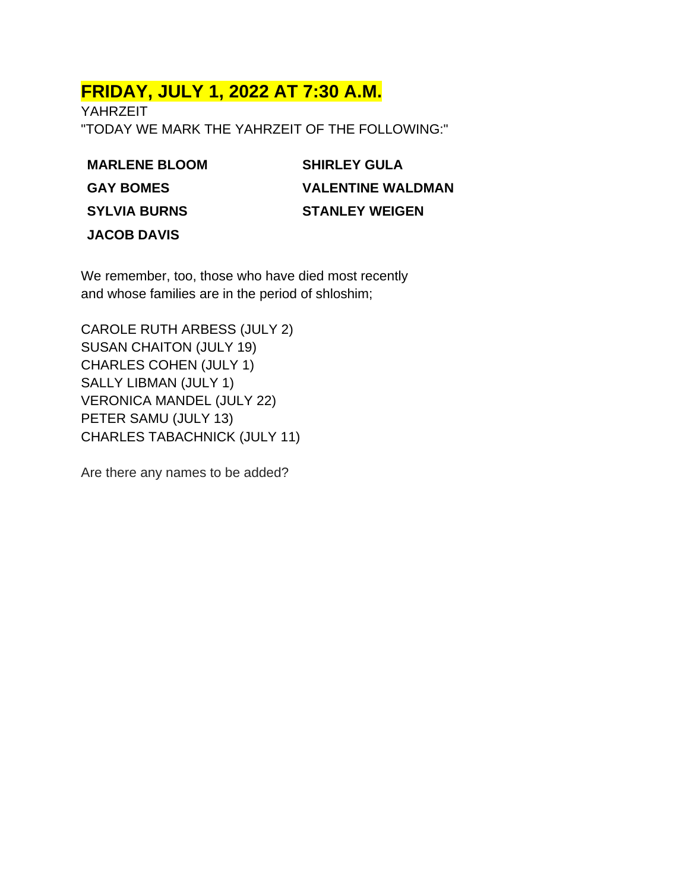## FRIDAY, JULY 1, 2022 AT 7:30 A.M.

YAHRZEIT

"TODAY WE MARK THE YAHRZEIT OF THE FOLLOWING:"

**MARLENE BLOOM**
**GAY BOMES**
**SYLVIA BURNS**
**JACOB DAVIS**
**SHIRLEY GULA**
**VALENTINE WALDMAN**
**STANLEY WEIGEN**

We remember, too, those who have died most recently and whose families are in the period of shloshim;

CAROLE RUTH ARBESS (JULY 2)
SUSAN CHAITON (JULY 19)
CHARLES COHEN (JULY 1)
SALLY LIBMAN (JULY 1)
VERONICA MANDEL (JULY 22)
PETER SAMU (JULY 13)
CHARLES TABACHNICK (JULY 11)

Are there any names to be added?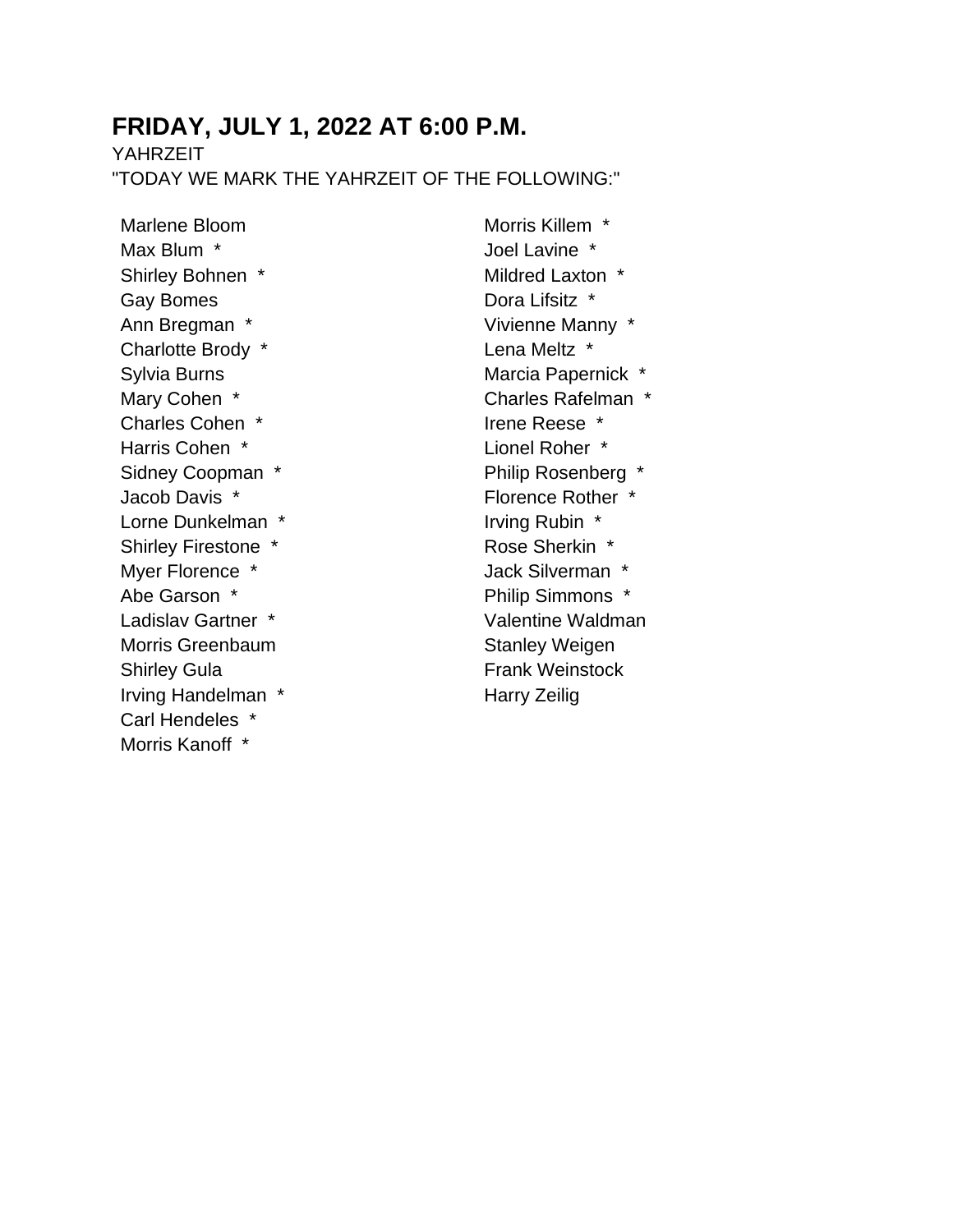## FRIDAY, JULY 1, 2022 AT 6:00 P.M.

YAHRZEIT

"TODAY WE MARK THE YAHRZEIT OF THE FOLLOWING:"

Marlene Bloom
Max Blum *
Shirley Bohnen *
Gay Bomes
Ann Bregman *
Charlotte Brody *
Sylvia Burns
Mary Cohen *
Charles Cohen *
Harris Cohen *
Sidney Coopman *
Jacob Davis *
Lorne Dunkelman *
Shirley Firestone *
Myer Florence *
Abe Garson *
Ladislav Gartner *
Morris Greenbaum
Shirley Gula
Irving Handelman *
Carl Hendeles *
Morris Kanoff *
Morris Killem *
Joel Lavine *
Mildred Laxton *
Dora Lifsitz *
Vivienne Manny *
Lena Meltz *
Marcia Papernick *
Charles Rafelman *
Irene Reese *
Lionel Roher *
Philip Rosenberg *
Florence Rother *
Irving Rubin *
Rose Sherkin *
Jack Silverman *
Philip Simmons *
Valentine Waldman
Stanley Weigen
Frank Weinstock
Harry Zeilig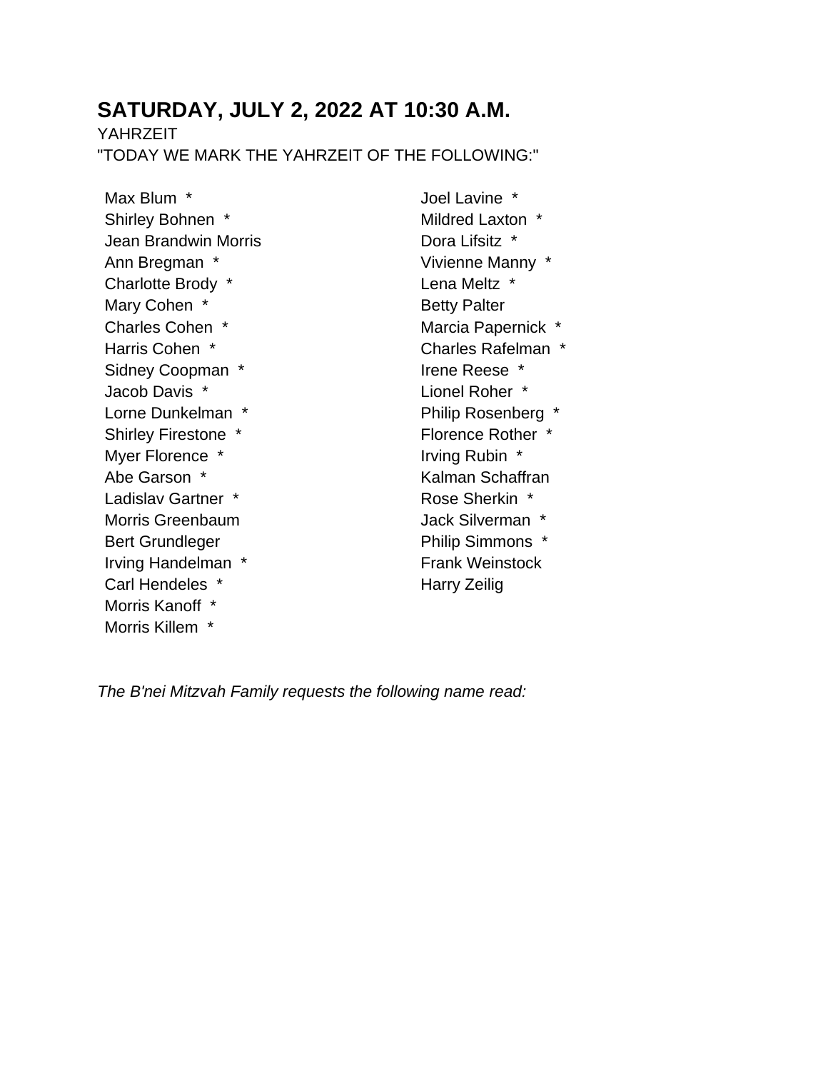## SATURDAY, JULY 2, 2022 AT 10:30 A.M.

YAHRZEIT

"TODAY WE MARK THE YAHRZEIT OF THE FOLLOWING:"

Max Blum *
Shirley Bohnen *
Jean Brandwin Morris
Ann Bregman *
Charlotte Brody *
Mary Cohen *
Charles Cohen *
Harris Cohen *
Sidney Coopman *
Jacob Davis *
Lorne Dunkelman *
Shirley Firestone *
Myer Florence *
Abe Garson *
Ladislav Gartner *
Morris Greenbaum
Bert Grundleger
Irving Handelman *
Carl Hendeles *
Morris Kanoff *
Morris Killem *
Joel Lavine *
Mildred Laxton *
Dora Lifsitz *
Vivienne Manny *
Lena Meltz *
Betty Palter
Marcia Papernick *
Charles Rafelman *
Irene Reese *
Lionel Roher *
Philip Rosenberg *
Florence Rother *
Irving Rubin *
Kalman Schaffran
Rose Sherkin *
Jack Silverman *
Philip Simmons *
Frank Weinstock
Harry Zeilig

*The B'nei Mitzvah Family requests the following name read:*